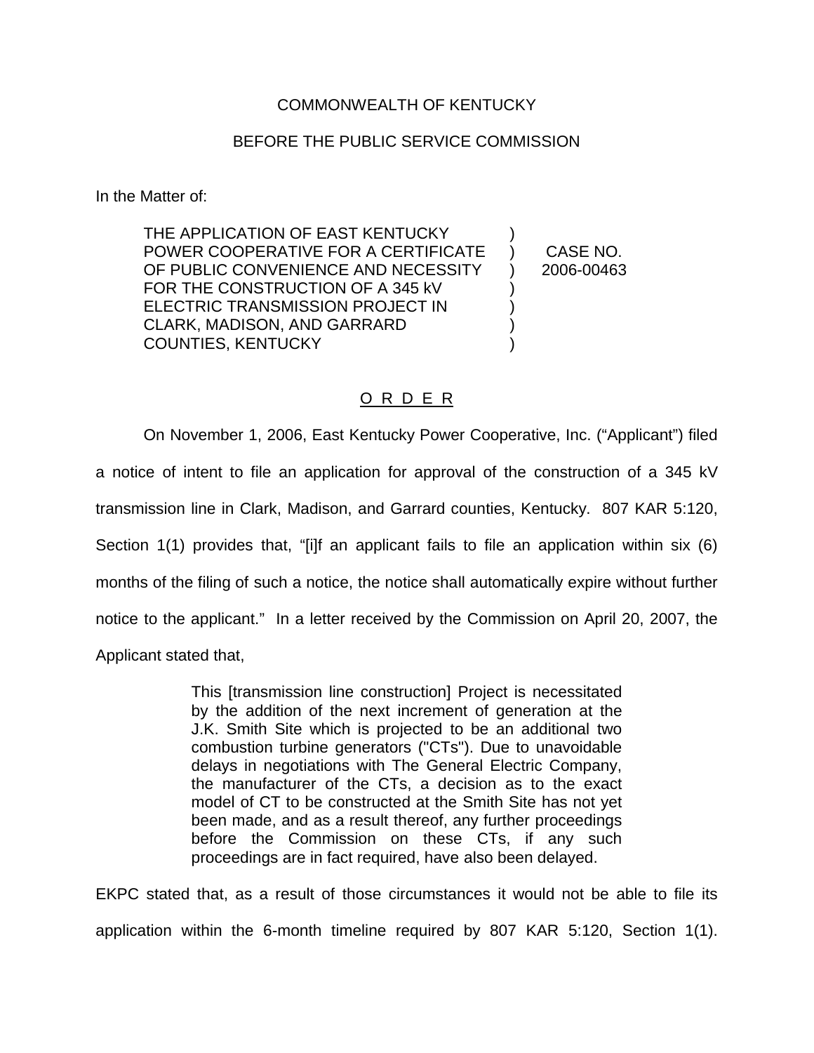COMMONWEALTH OF KENTUCKY

BEFORE THE PUBLIC SERVICE COMMISSION

In the Matter of:

| | | |
|---|---|---|
| THE APPLICATION OF EAST KENTUCKY POWER COOPERATIVE FOR A CERTIFICATE OF PUBLIC CONVENIENCE AND NECESSITY FOR THE CONSTRUCTION OF A 345 kV ELECTRIC TRANSMISSION PROJECT IN CLARK, MADISON, AND GARRARD COUNTIES, KENTUCKY | ) | CASE NO. 2006-00463 |

<u>O R D E R</u>

On November 1, 2006, East Kentucky Power Cooperative, Inc. ("Applicant") filed a notice of intent to file an application for approval of the construction of a 345 kV transmission line in Clark, Madison, and Garrard counties, Kentucky. 807 KAR 5:120, Section 1(1) provides that, "[i]f an applicant fails to file an application within six (6) months of the filing of such a notice, the notice shall automatically expire without further notice to the applicant." In a letter received by the Commission on April 20, 2007, the Applicant stated that,

> This [transmission line construction] Project is necessitated by the addition of the next increment of generation at the J.K. Smith Site which is projected to be an additional two combustion turbine generators ("CTs"). Due to unavoidable delays in negotiations with The General Electric Company, the manufacturer of the CTs, a decision as to the exact model of CT to be constructed at the Smith Site has not yet been made, and as a result thereof, any further proceedings before the Commission on these CTs, if any such proceedings are in fact required, have also been delayed.

EKPC stated that, as a result of those circumstances it would not be able to file its application within the 6-month timeline required by 807 KAR 5:120, Section 1(1).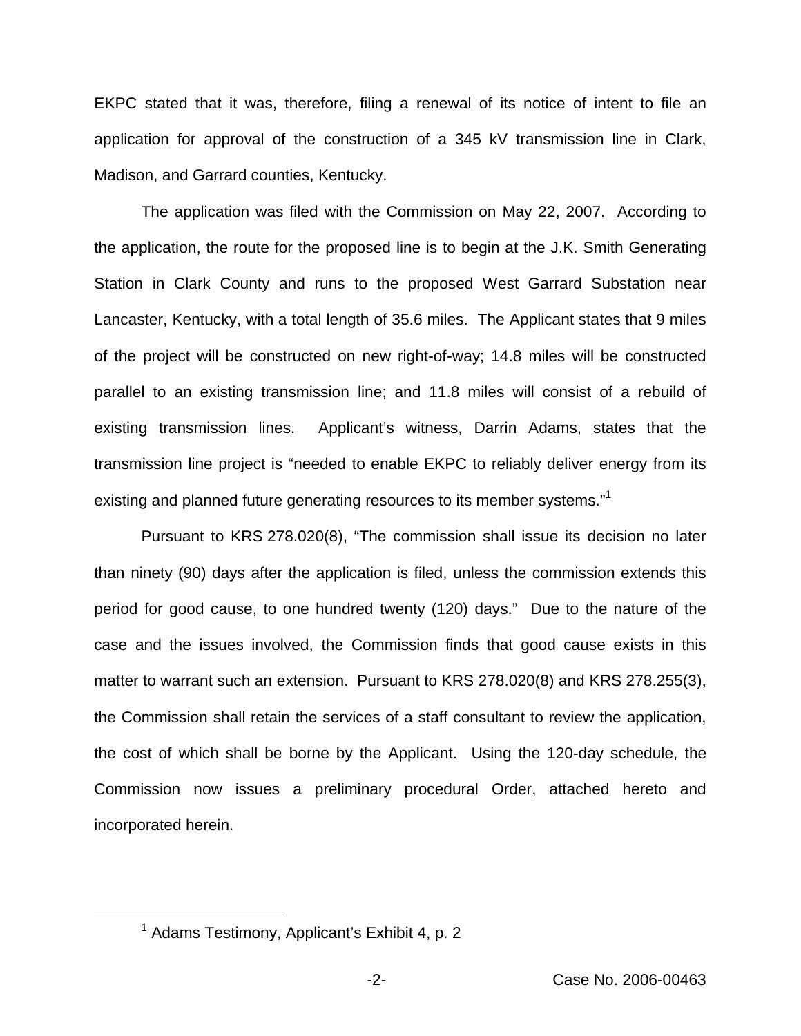EKPC stated that it was, therefore, filing a renewal of its notice of intent to file an application for approval of the construction of a 345 kV transmission line in Clark, Madison, and Garrard counties, Kentucky.

The application was filed with the Commission on May 22, 2007. According to the application, the route for the proposed line is to begin at the J.K. Smith Generating Station in Clark County and runs to the proposed West Garrard Substation near Lancaster, Kentucky, with a total length of 35.6 miles. The Applicant states that 9 miles of the project will be constructed on new right-of-way; 14.8 miles will be constructed parallel to an existing transmission line; and 11.8 miles will consist of a rebuild of existing transmission lines. Applicant's witness, Darrin Adams, states that the transmission line project is "needed to enable EKPC to reliably deliver energy from its existing and planned future generating resources to its member systems."[1]

Pursuant to KRS 278.020(8), "The commission shall issue its decision no later than ninety (90) days after the application is filed, unless the commission extends this period for good cause, to one hundred twenty (120) days." Due to the nature of the case and the issues involved, the Commission finds that good cause exists in this matter to warrant such an extension. Pursuant to KRS 278.020(8) and KRS 278.255(3), the Commission shall retain the services of a staff consultant to review the application, the cost of which shall be borne by the Applicant. Using the 120-day schedule, the Commission now issues a preliminary procedural Order, attached hereto and incorporated herein.

[1] Adams Testimony, Applicant's Exhibit 4, p. 2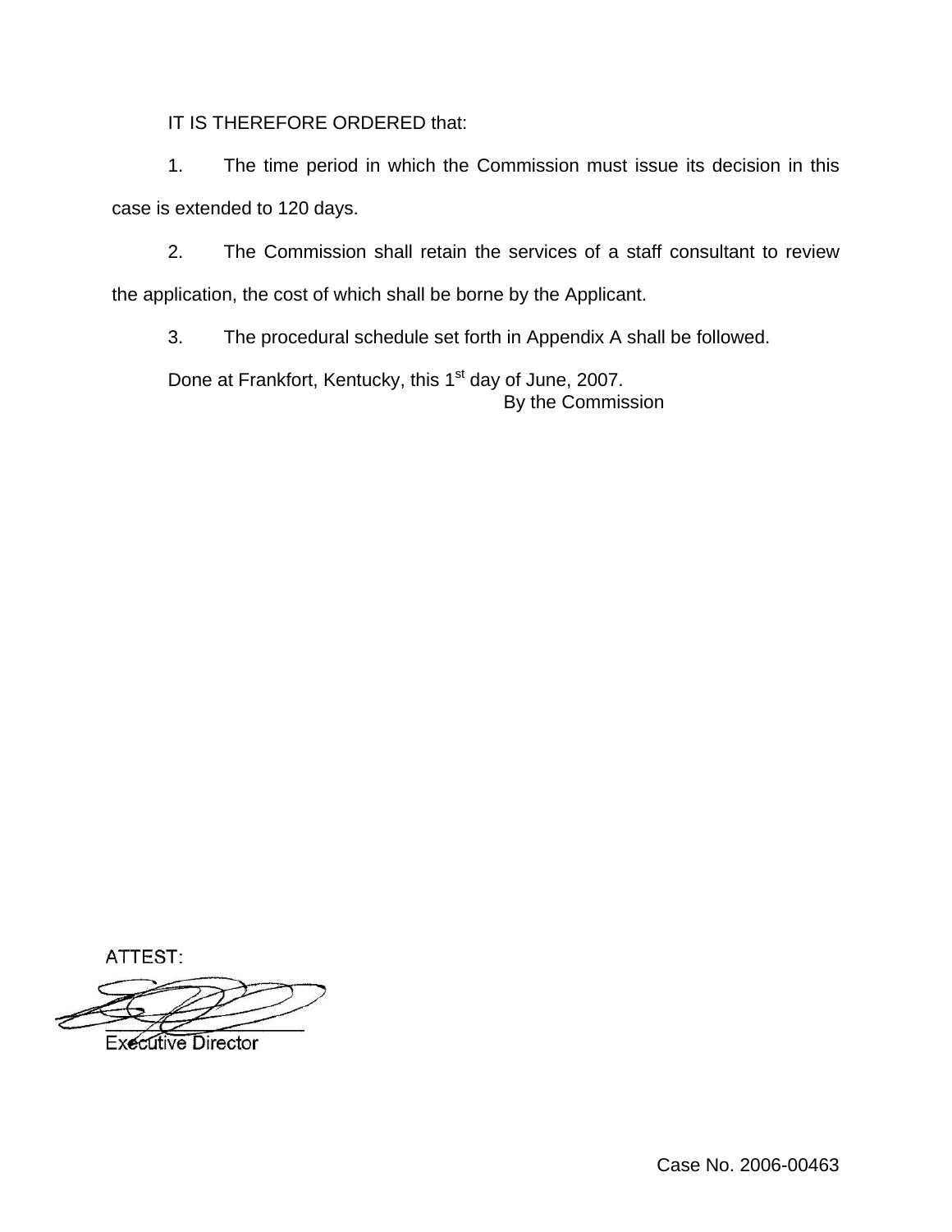IT IS THEREFORE ORDERED that:

1. The time period in which the Commission must issue its decision in this case is extended to 120 days.

2. The Commission shall retain the services of a staff consultant to review the application, the cost of which shall be borne by the Applicant.

3. The procedural schedule set forth in Appendix A shall be followed.

Done at Frankfort, Kentucky, this 1st day of June, 2007.

By the Commission

ATTEST:

Executive Director

Case No. 2006-00463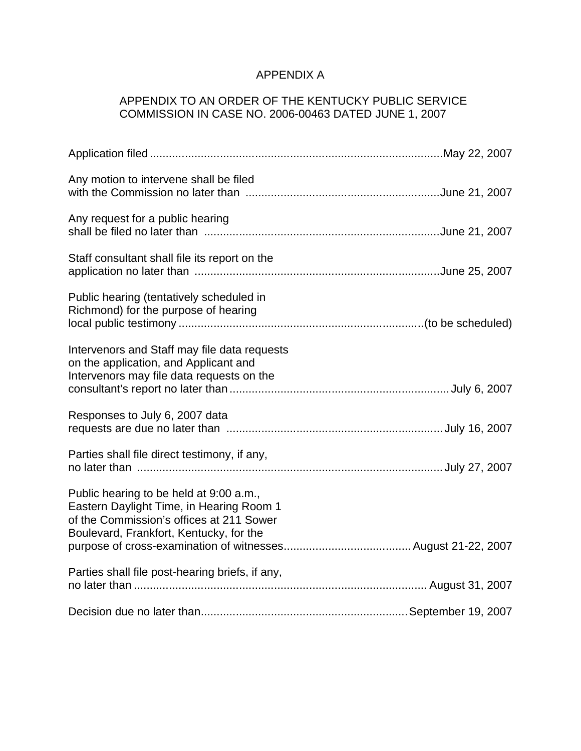APPENDIX A

APPENDIX TO AN ORDER OF THE KENTUCKY PUBLIC SERVICE COMMISSION IN CASE NO. 2006-00463 DATED JUNE 1, 2007

Application filed....................................................................................May 22, 2007

Any motion to intervene shall be filed with the Commission no later than ..............................................................June 21, 2007

Any request for a public hearing shall be filed no later than ..........................................................................June 21, 2007

Staff consultant shall file its report on the application no later than ............................................................................June 25, 2007

Public hearing (tentatively scheduled in Richmond) for the purpose of hearing local public testimony .............................................................................(to be scheduled)

Intervenors and Staff may file data requests on the application, and Applicant and Intervenors may file data requests on the consultant's report no later than ....................................................................July 6, 2007

Responses to July 6, 2007 data requests are due no later than ....................................................................July 16, 2007

Parties shall file direct testimony, if any, no later than ................................................................................................July 27, 2007

Public hearing to be held at 9:00 a.m., Eastern Daylight Time, in Hearing Room 1 of the Commission's offices at 211 Sower Boulevard, Frankfort, Kentucky, for the purpose of cross-examination of witnesses........................................August 21-22, 2007

Parties shall file post-hearing briefs, if any, no later than ............................................................................................August 31, 2007

Decision due no later than................................................................September 19, 2007